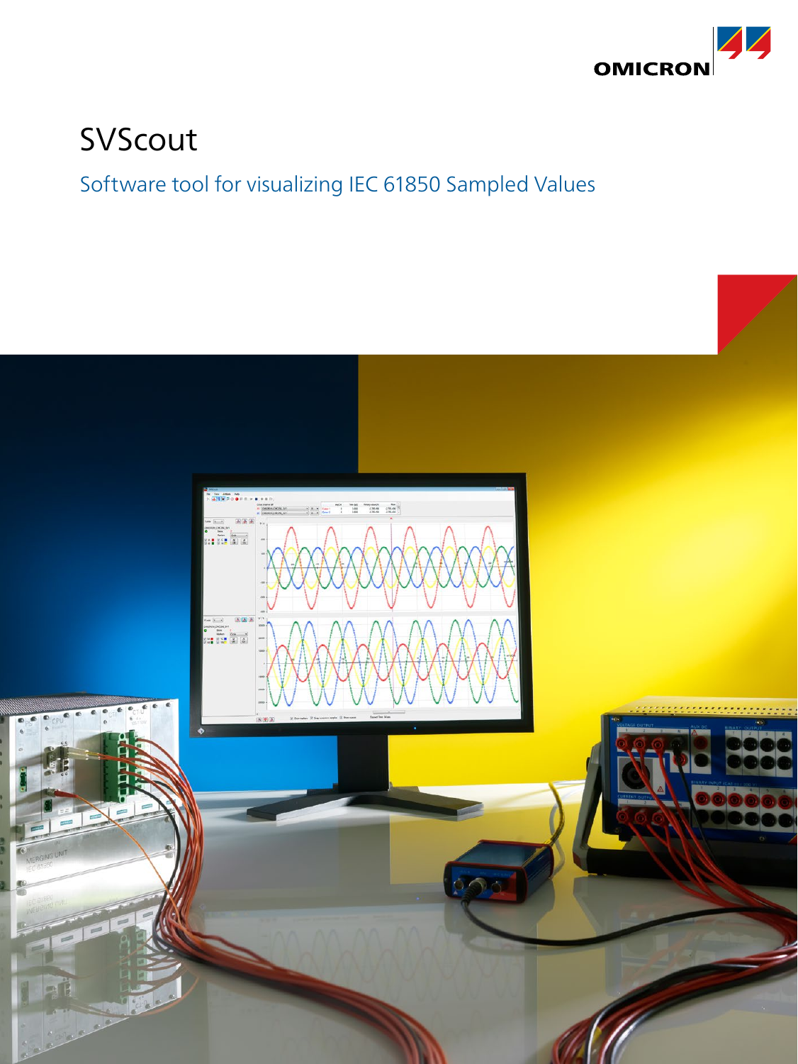OMICRON

# SVScout

## Software tool for visualizing IEC 61850 Sampled Values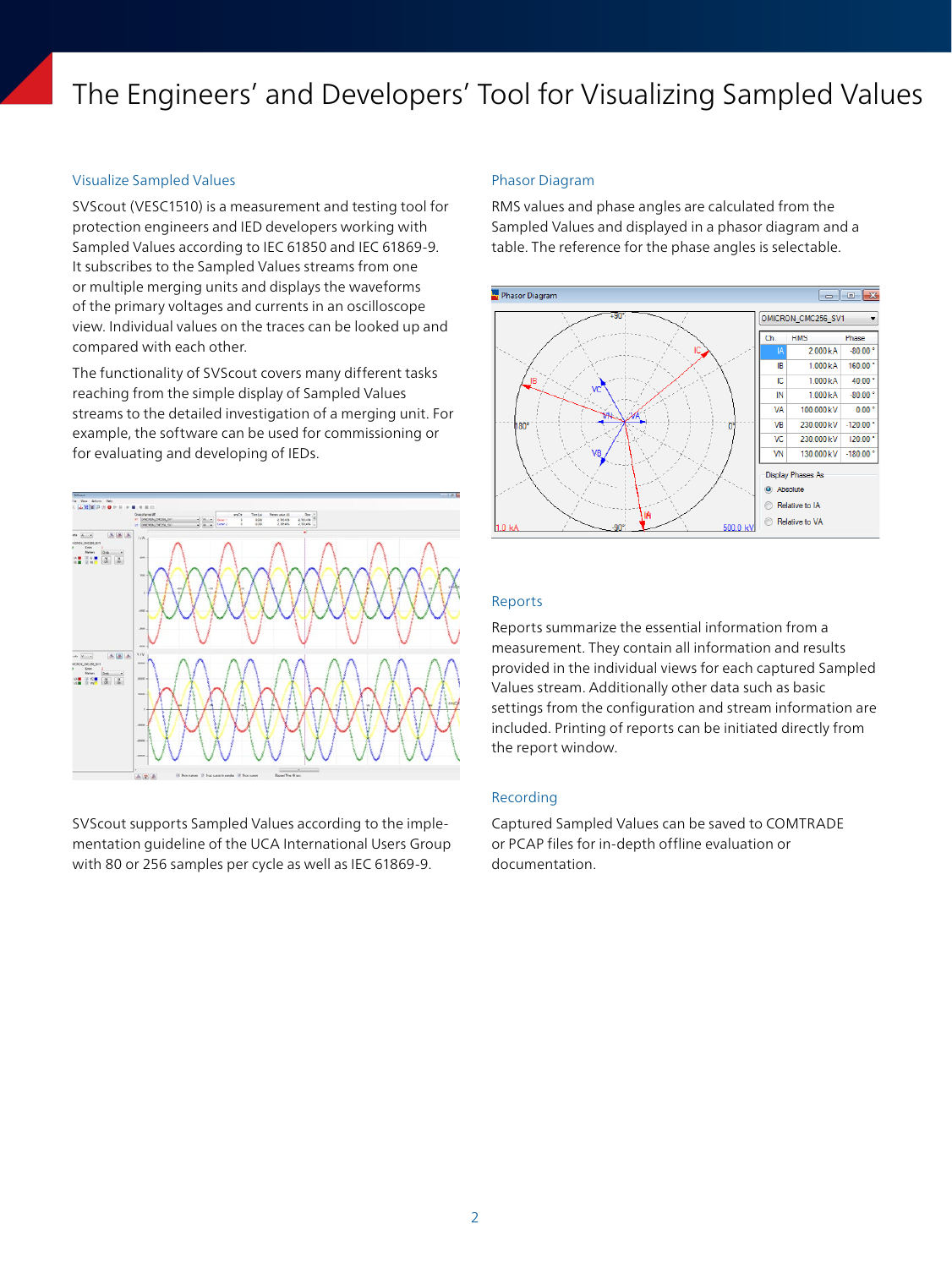# The Engineers' and Developers' Tool for Visualizing Sampled Values

## Visualize Sampled Values

SVScout (VESC1510) is a measurement and testing tool for protection engineers and IED developers working with Sampled Values according to IEC 61850 and IEC 61869-9. It subscribes to the Sampled Values streams from one or multiple merging units and displays the waveforms of the primary voltages and currents in an oscilloscope view. Individual values on the traces can be looked up and compared with each other.

The functionality of SVScout covers many different tasks reaching from the simple display of Sampled Values streams to the detailed investigation of a merging unit. For example, the software can be used for commissioning or for evaluating and developing of IEDs.

SVScout supports Sampled Values according to the implementation guideline of the UCA International Users Group with 80 or 256 samples per cycle as well as IEC 61869-9.

## Phasor Diagram

RMS values and phase angles are calculated from the Sampled Values and displayed in a phasor diagram and a table. The reference for the phase angles is selectable.

## Reports

Reports summarize the essential information from a measurement. They contain all information and results provided in the individual views for each captured Sampled Values stream. Additionally other data such as basic settings from the configuration and stream information are included. Printing of reports can be initiated directly from the report window.

## Recording

Captured Sampled Values can be saved to COMTRADE or PCAP files for in-depth offline evaluation or documentation.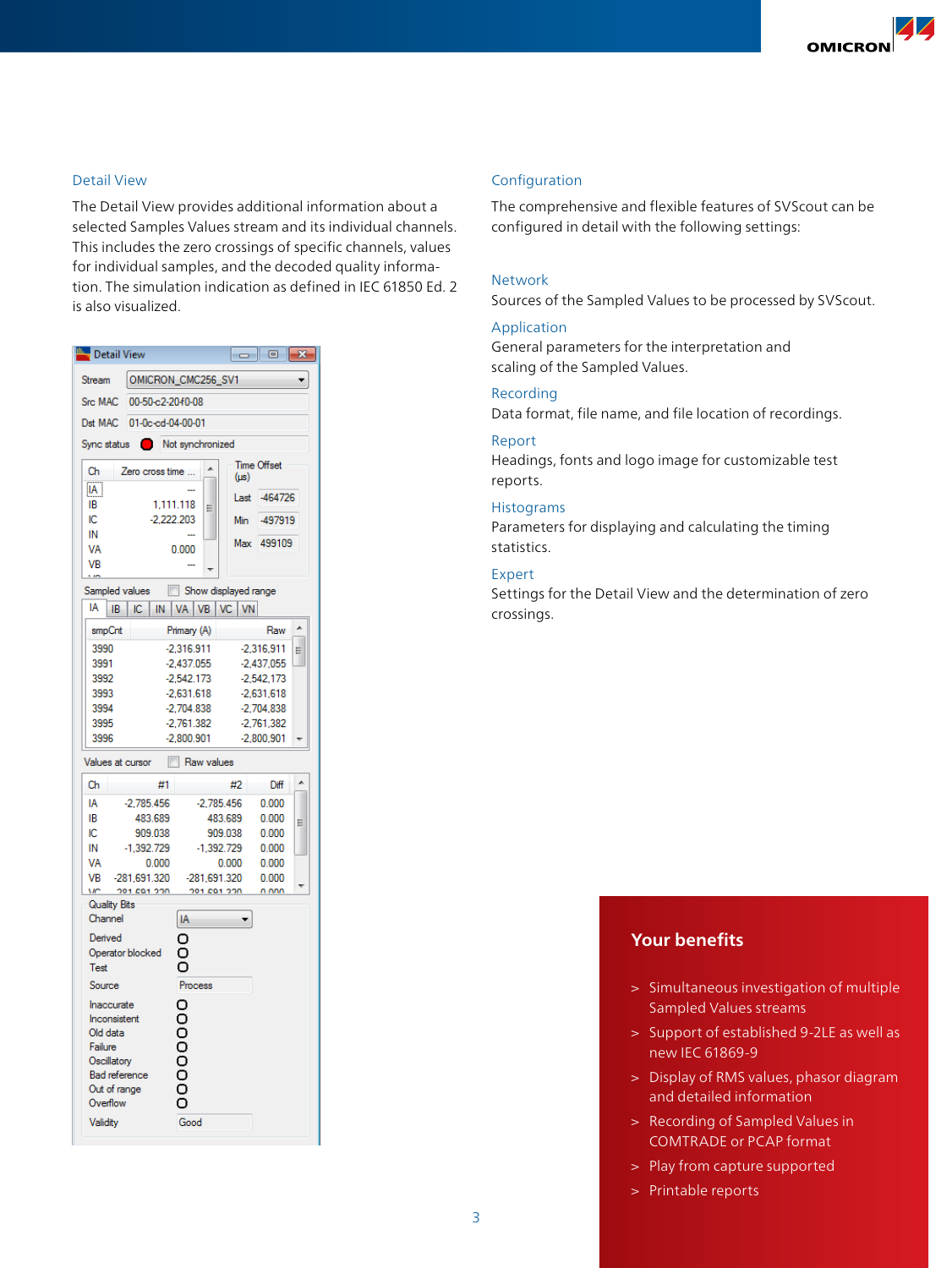## Detail View

The Detail View provides additional information about a selected Samples Values stream and its individual channels. This includes the zero crossings of specific channels, values for individual samples, and the decoded quality information. The simulation indication as defined in IEC 61850 Ed. 2 is also visualized.

## Configuration

The comprehensive and flexible features of SVScout can be configured in detail with the following settings:

### Network
Sources of the Sampled Values to be processed by SVScout.

### Application
General parameters for the interpretation and scaling of the Sampled Values.

### Recording
Data format, file name, and file location of recordings.

### Report
Headings, fonts and logo image for customizable test reports.

### Histograms
Parameters for displaying and calculating the timing statistics.

### Expert
Settings for the Detail View and the determination of zero crossings.

## Your benefits

> Simultaneous investigation of multiple Sampled Values streams

> Support of established 9-2LE as well as new IEC 61869-9

> Display of RMS values, phasor diagram and detailed information

> Recording of Sampled Values in COMTRADE or PCAP format

> Play from capture supported

> Printable reports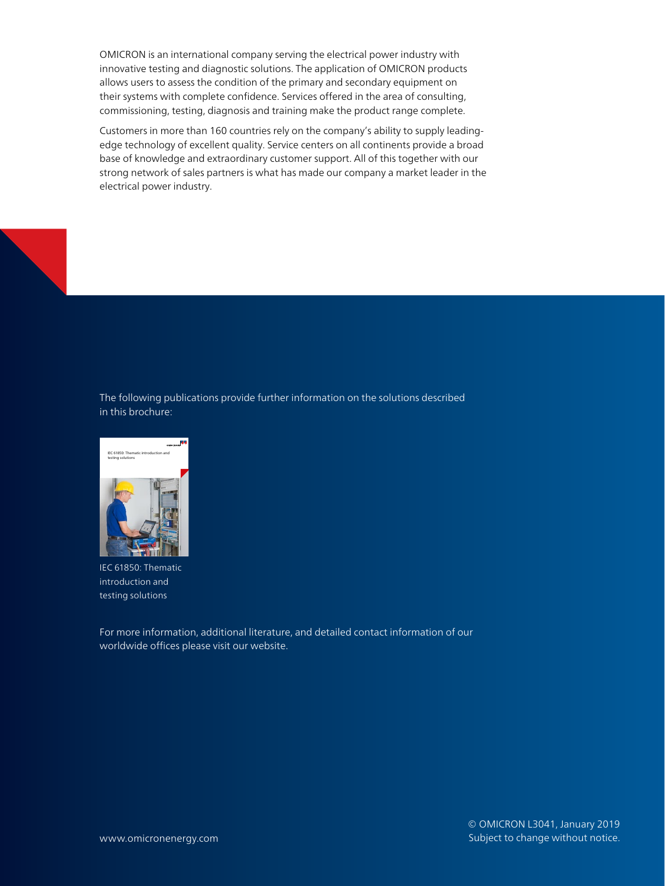OMICRON is an international company serving the electrical power industry with innovative testing and diagnostic solutions. The application of OMICRON products allows users to assess the condition of the primary and secondary equipment on their systems with complete confidence. Services offered in the area of consulting, commissioning, testing, diagnosis and training make the product range complete.

Customers in more than 160 countries rely on the company's ability to supply leading-edge technology of excellent quality. Service centers on all continents provide a broad base of knowledge and extraordinary customer support. All of this together with our strong network of sales partners is what has made our company a market leader in the electrical power industry.

The following publications provide further information on the solutions described in this brochure:

IEC 61850: Thematic introduction and testing solutions

For more information, additional literature, and detailed contact information of our worldwide offices please visit our website.

www.omicronenergy.com

© OMICRON L3041, January 2019
Subject to change without notice.